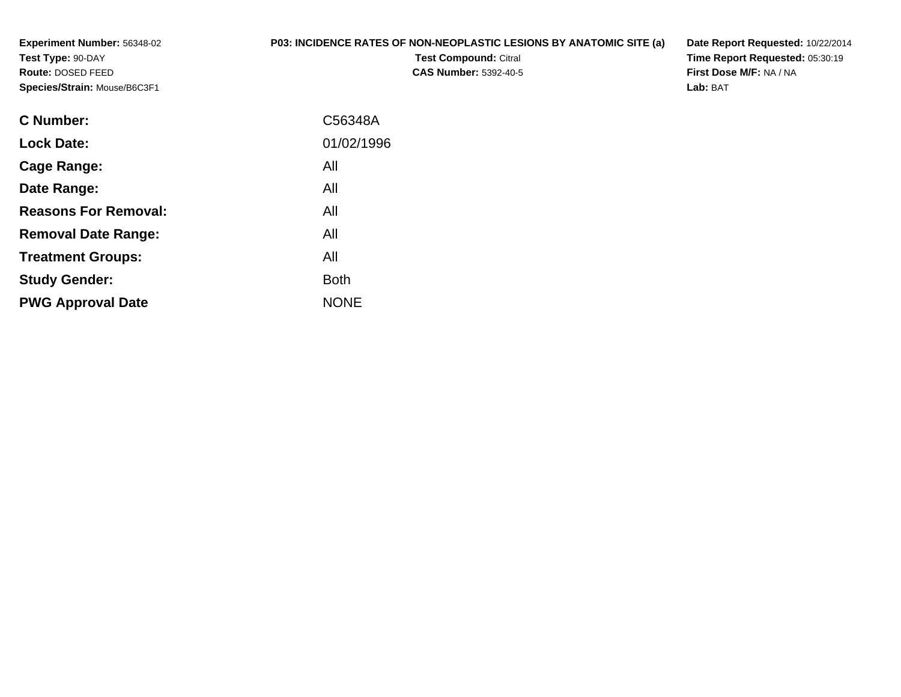**Experiment Number:** 56348-02
**Test Type:** 90-DAY
**Route:** DOSED FEED
**Species/Strain:** Mouse/B6C3F1

**P03: INCIDENCE RATES OF NON-NEOPLASTIC LESIONS BY ANATOMIC SITE (a)**
**Test Compound:** Citral
**CAS Number:** 5392-40-5

**Date Report Requested:** 10/22/2014
**Time Report Requested:** 05:30:19
**First Dose M/F:** NA / NA
**Lab:** BAT

| | |
|---|---|
| **C Number:** | C56348A |
| **Lock Date:** | 01/02/1996 |
| **Cage Range:** | All |
| **Date Range:** | All |
| **Reasons For Removal:** | All |
| **Removal Date Range:** | All |
| **Treatment Groups:** | All |
| **Study Gender:** | Both |
| **PWG Approval Date** | NONE |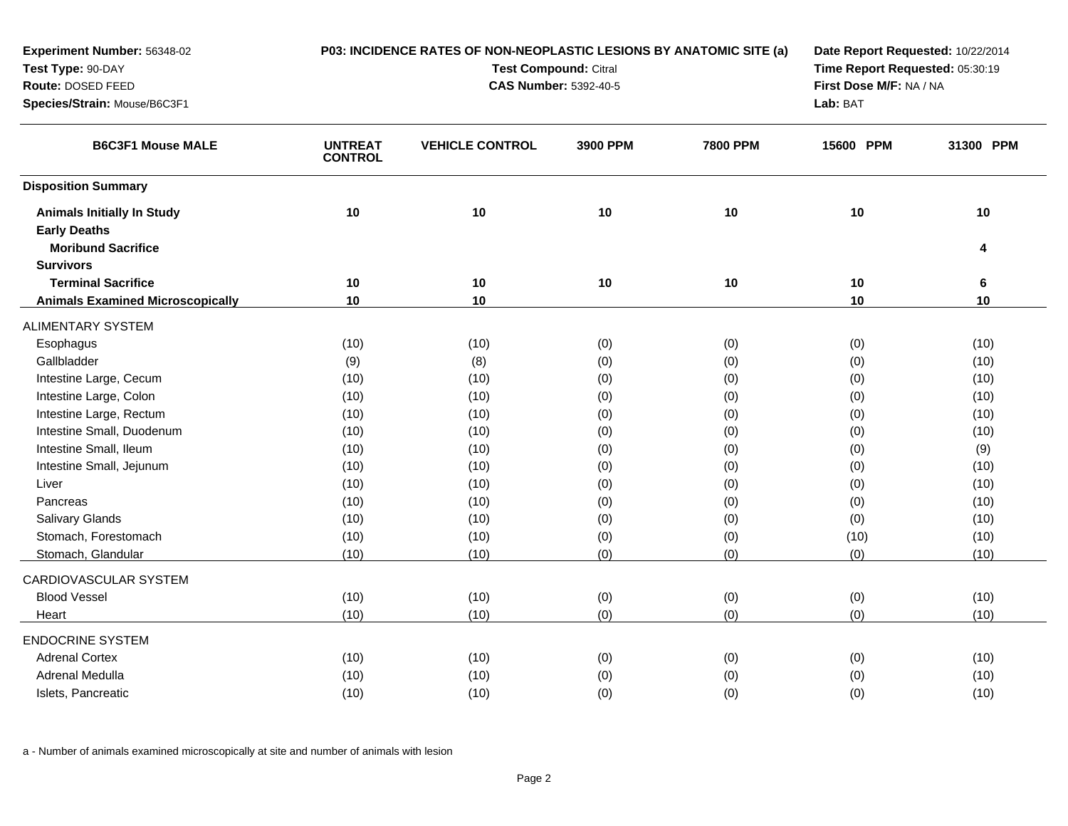**Experiment Number:** 56348-02
**Test Type:** 90-DAY
**Route:** DOSED FEED
**Species/Strain:** Mouse/B6C3F1

**P03: INCIDENCE RATES OF NON-NEOPLASTIC LESIONS BY ANATOMIC SITE (a)**
**Test Compound:** Citral
**CAS Number:** 5392-40-5

**Date Report Requested:** 10/22/2014
**Time Report Requested:** 05:30:19
**First Dose M/F:** NA / NA
**Lab:** BAT

| B6C3F1 Mouse MALE | UNTREAT CONTROL | VEHICLE CONTROL | 3900 PPM | 7800 PPM | 15600 PPM | 31300 PPM |
|---|---|---|---|---|---|---|
| **Disposition Summary** | | | | | | |
| **Animals Initially In Study** | 10 | 10 | 10 | 10 | 10 | 10 |
| **Early Deaths** | | | | | | |
| **Moribund Sacrifice** | | | | | | 4 |
| **Survivors** | | | | | | |
| **Terminal Sacrifice** | 10 | 10 | 10 | 10 | 10 | 6 |
| **Animals Examined Microscopically** | 10 | 10 | | | 10 | 10 |
| ALIMENTARY SYSTEM | | | | | | |
| Esophagus | (10) | (10) | (0) | (0) | (0) | (10) |
| Gallbladder | (9) | (8) | (0) | (0) | (0) | (10) |
| Intestine Large, Cecum | (10) | (10) | (0) | (0) | (0) | (10) |
| Intestine Large, Colon | (10) | (10) | (0) | (0) | (0) | (10) |
| Intestine Large, Rectum | (10) | (10) | (0) | (0) | (0) | (10) |
| Intestine Small, Duodenum | (10) | (10) | (0) | (0) | (0) | (10) |
| Intestine Small, Ileum | (10) | (10) | (0) | (0) | (0) | (9) |
| Intestine Small, Jejunum | (10) | (10) | (0) | (0) | (0) | (10) |
| Liver | (10) | (10) | (0) | (0) | (0) | (10) |
| Pancreas | (10) | (10) | (0) | (0) | (0) | (10) |
| Salivary Glands | (10) | (10) | (0) | (0) | (0) | (10) |
| Stomach, Forestomach | (10) | (10) | (0) | (0) | (10) | (10) |
| Stomach, Glandular | (10) | (10) | (0) | (0) | (0) | (10) |
| CARDIOVASCULAR SYSTEM | | | | | | |
| Blood Vessel | (10) | (10) | (0) | (0) | (0) | (10) |
| Heart | (10) | (10) | (0) | (0) | (0) | (10) |
| ENDOCRINE SYSTEM | | | | | | |
| Adrenal Cortex | (10) | (10) | (0) | (0) | (0) | (10) |
| Adrenal Medulla | (10) | (10) | (0) | (0) | (0) | (10) |
| Islets, Pancreatic | (10) | (10) | (0) | (0) | (0) | (10) |

a - Number of animals examined microscopically at site and number of animals with lesion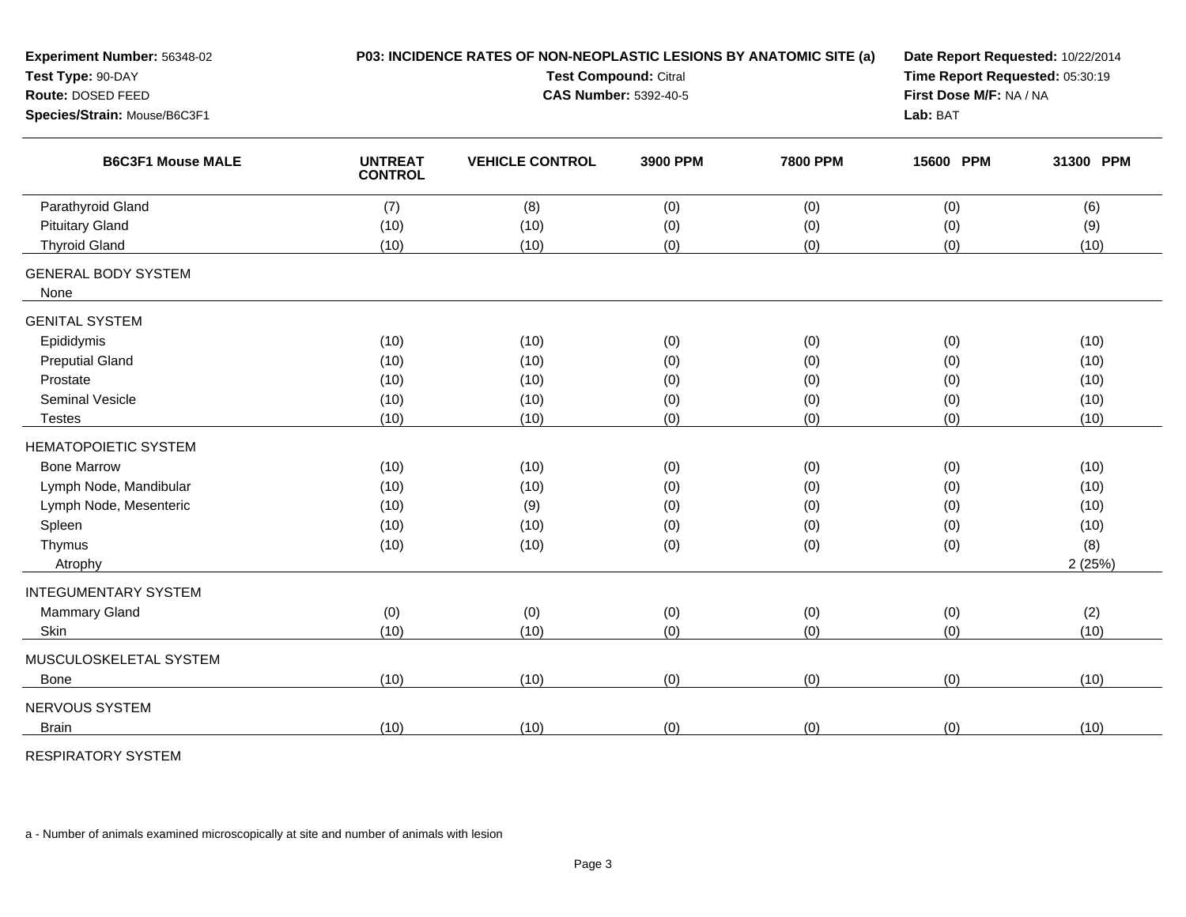**Experiment Number:** 56348-02
**Test Type:** 90-DAY
**Route:** DOSED FEED
**Species/Strain:** Mouse/B6C3F1

**P03: INCIDENCE RATES OF NON-NEOPLASTIC LESIONS BY ANATOMIC SITE (a)**
**Test Compound:** Citral
**CAS Number:** 5392-40-5

**Date Report Requested:** 10/22/2014
**Time Report Requested:** 05:30:19
**First Dose M/F:** NA / NA
**Lab:** BAT

| B6C3F1 Mouse MALE | UNTREAT CONTROL | VEHICLE CONTROL | 3900 PPM | 7800 PPM | 15600 PPM | 31300 PPM |
|---|---|---|---|---|---|---|
| Parathyroid Gland | (7) | (8) | (0) | (0) | (0) | (6) |
| Pituitary Gland | (10) | (10) | (0) | (0) | (0) | (9) |
| Thyroid Gland | (10) | (10) | (0) | (0) | (0) | (10) |
| GENERAL BODY SYSTEM | | | | | | |
| None | | | | | | |
| GENITAL SYSTEM | | | | | | |
| Epididymis | (10) | (10) | (0) | (0) | (0) | (10) |
| Preputial Gland | (10) | (10) | (0) | (0) | (0) | (10) |
| Prostate | (10) | (10) | (0) | (0) | (0) | (10) |
| Seminal Vesicle | (10) | (10) | (0) | (0) | (0) | (10) |
| Testes | (10) | (10) | (0) | (0) | (0) | (10) |
| HEMATOPOIETIC SYSTEM | | | | | | |
| Bone Marrow | (10) | (10) | (0) | (0) | (0) | (10) |
| Lymph Node, Mandibular | (10) | (10) | (0) | (0) | (0) | (10) |
| Lymph Node, Mesenteric | (10) | (9) | (0) | (0) | (0) | (10) |
| Spleen | (10) | (10) | (0) | (0) | (0) | (10) |
| Thymus | (10) | (10) | (0) | (0) | (0) | (8) |
| Atrophy | | | | | | 2 (25%) |
| INTEGUMENTARY SYSTEM | | | | | | |
| Mammary Gland | (0) | (0) | (0) | (0) | (0) | (2) |
| Skin | (10) | (10) | (0) | (0) | (0) | (10) |
| MUSCULOSKELETAL SYSTEM | | | | | | |
| Bone | (10) | (10) | (0) | (0) | (0) | (10) |
| NERVOUS SYSTEM | | | | | | |
| Brain | (10) | (10) | (0) | (0) | (0) | (10) |
| RESPIRATORY SYSTEM | | | | | | |

a - Number of animals examined microscopically at site and number of animals with lesion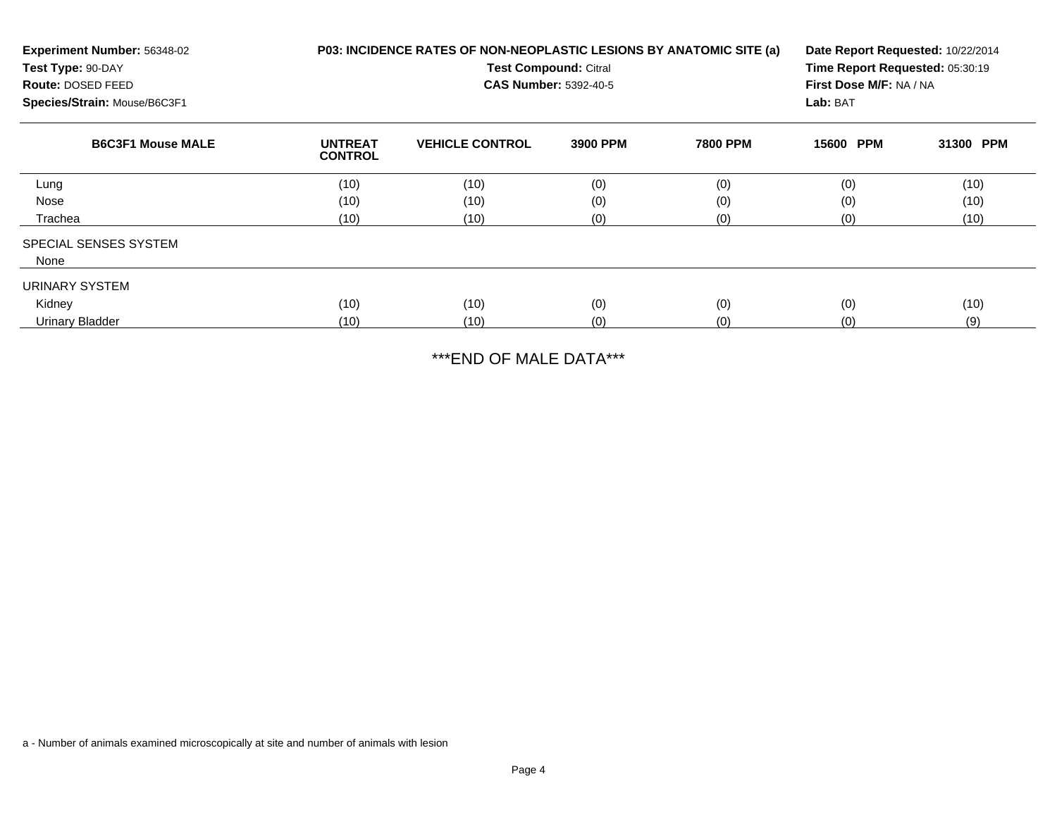**Experiment Number:** 56348-02
**Test Type:** 90-DAY
**Route:** DOSED FEED
**Species/Strain:** Mouse/B6C3F1

**P03: INCIDENCE RATES OF NON-NEOPLASTIC LESIONS BY ANATOMIC SITE (a)**
**Test Compound:** Citral
**CAS Number:** 5392-40-5

**Date Report Requested:** 10/22/2014
**Time Report Requested:** 05:30:19
**First Dose M/F:** NA / NA
**Lab:** BAT

| B6C3F1 Mouse MALE | UNTREAT CONTROL | VEHICLE CONTROL | 3900 PPM | 7800 PPM | 15600 PPM | 31300 PPM |
|---|---|---|---|---|---|---|
| Lung | (10) | (10) | (0) | (0) | (0) | (10) |
| Nose | (10) | (10) | (0) | (0) | (0) | (10) |
| Trachea | (10) | (10) | (0) | (0) | (0) | (10) |
| SPECIAL SENSES SYSTEM | | | | | | |
| None | | | | | | |
| URINARY SYSTEM | | | | | | |
| Kidney | (10) | (10) | (0) | (0) | (0) | (10) |
| Urinary Bladder | (10) | (10) | (0) | (0) | (0) | (9) |

***END OF MALE DATA***

a - Number of animals examined microscopically at site and number of animals with lesion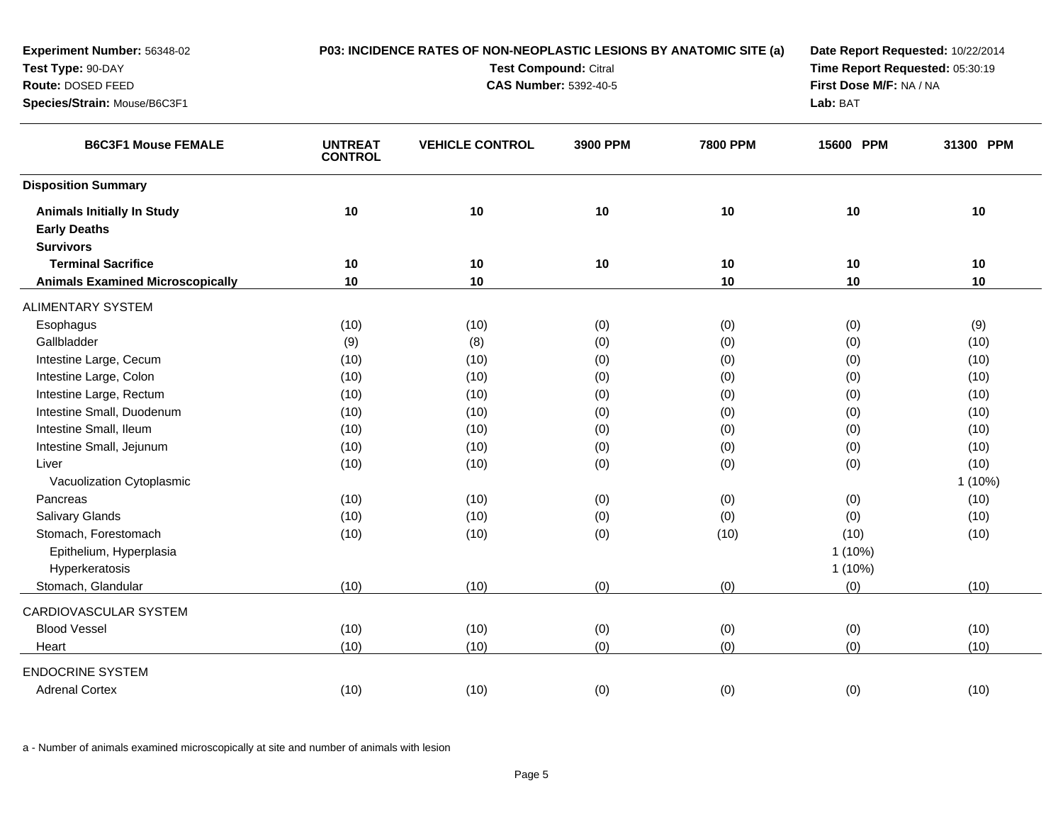**Experiment Number:** 56348-02
**Test Type:** 90-DAY
**Route:** DOSED FEED
**Species/Strain:** Mouse/B6C3F1

**P03: INCIDENCE RATES OF NON-NEOPLASTIC LESIONS BY ANATOMIC SITE (a)**
**Test Compound:** Citral
**CAS Number:** 5392-40-5

**Date Report Requested:** 10/22/2014
**Time Report Requested:** 05:30:19
**First Dose M/F:** NA / NA
**Lab:** BAT

| B6C3F1 Mouse FEMALE | UNTREAT CONTROL | VEHICLE CONTROL | 3900 PPM | 7800 PPM | 15600 PPM | 31300 PPM |
|---|---|---|---|---|---|---|
| **Disposition Summary** | | | | | | |
| **Animals Initially In Study** | 10 | 10 | 10 | 10 | 10 | 10 |
| **Early Deaths** | | | | | | |
| **Survivors** | | | | | | |
| **Terminal Sacrifice** | 10 | 10 | 10 | 10 | 10 | 10 |
| **Animals Examined Microscopically** | 10 | 10 | | 10 | 10 | 10 |
| ALIMENTARY SYSTEM | | | | | | |
| Esophagus | (10) | (10) | (0) | (0) | (0) | (9) |
| Gallbladder | (9) | (8) | (0) | (0) | (0) | (10) |
| Intestine Large, Cecum | (10) | (10) | (0) | (0) | (0) | (10) |
| Intestine Large, Colon | (10) | (10) | (0) | (0) | (0) | (10) |
| Intestine Large, Rectum | (10) | (10) | (0) | (0) | (0) | (10) |
| Intestine Small, Duodenum | (10) | (10) | (0) | (0) | (0) | (10) |
| Intestine Small, Ileum | (10) | (10) | (0) | (0) | (0) | (10) |
| Intestine Small, Jejunum | (10) | (10) | (0) | (0) | (0) | (10) |
| Liver | (10) | (10) | (0) | (0) | (0) | (10) |
| Vacuolization Cytoplasmic | | | | | | 1 (10%) |
| Pancreas | (10) | (10) | (0) | (0) | (0) | (10) |
| Salivary Glands | (10) | (10) | (0) | (0) | (0) | (10) |
| Stomach, Forestomach | (10) | (10) | (0) | (10) | (10) | (10) |
| Epithelium, Hyperplasia | | | | | 1 (10%) | |
| Hyperkeratosis | | | | | 1 (10%) | |
| Stomach, Glandular | (10) | (10) | (0) | (0) | (0) | (10) |
| CARDIOVASCULAR SYSTEM | | | | | | |
| Blood Vessel | (10) | (10) | (0) | (0) | (0) | (10) |
| Heart | (10) | (10) | (0) | (0) | (0) | (10) |
| ENDOCRINE SYSTEM | | | | | | |
| Adrenal Cortex | (10) | (10) | (0) | (0) | (0) | (10) |

a - Number of animals examined microscopically at site and number of animals with lesion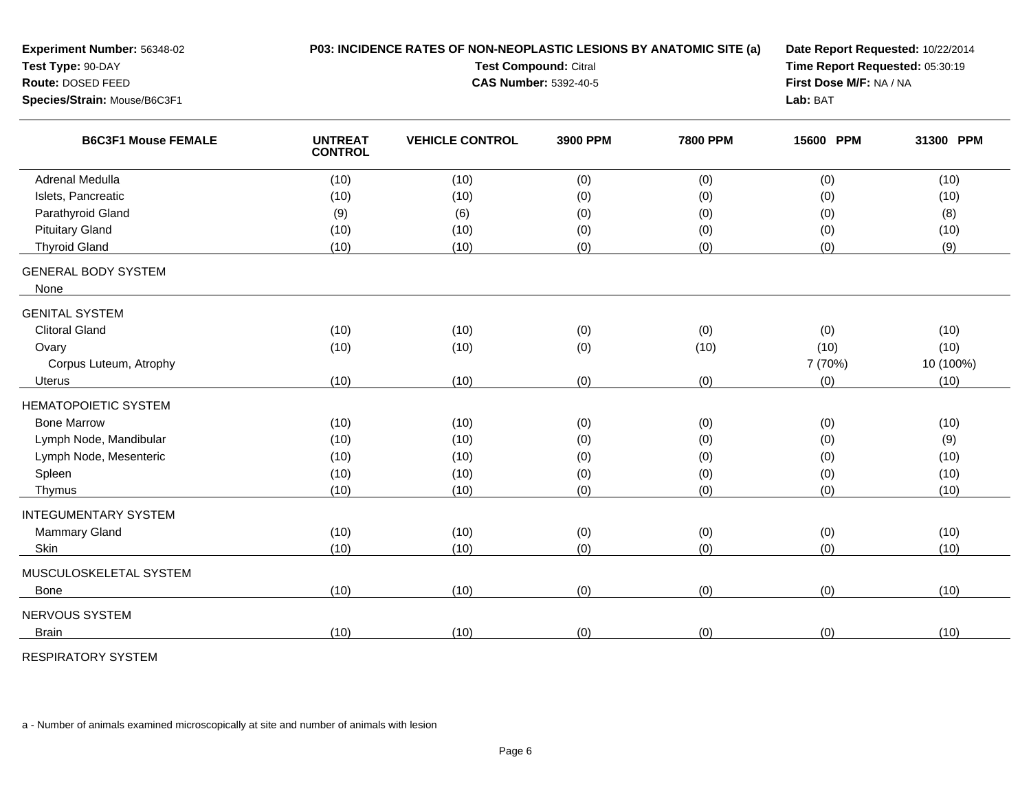**Experiment Number:** 56348-02
**Test Type:** 90-DAY
**Route:** DOSED FEED
**Species/Strain:** Mouse/B6C3F1

**P03: INCIDENCE RATES OF NON-NEOPLASTIC LESIONS BY ANATOMIC SITE (a)**
**Test Compound:** Citral
**CAS Number:** 5392-40-5

**Date Report Requested:** 10/22/2014
**Time Report Requested:** 05:30:19
**First Dose M/F:** NA / NA
**Lab:** BAT

| B6C3F1 Mouse FEMALE | UNTREAT CONTROL | VEHICLE CONTROL | 3900 PPM | 7800 PPM | 15600 PPM | 31300 PPM |
|---|---|---|---|---|---|---|
| Adrenal Medulla | (10) | (10) | (0) | (0) | (0) | (10) |
| Islets, Pancreatic | (10) | (10) | (0) | (0) | (0) | (10) |
| Parathyroid Gland | (9) | (6) | (0) | (0) | (0) | (8) |
| Pituitary Gland | (10) | (10) | (0) | (0) | (0) | (10) |
| Thyroid Gland | (10) | (10) | (0) | (0) | (0) | (9) |
| GENERAL BODY SYSTEM | | | | | | |
| None | | | | | | |
| GENITAL SYSTEM | | | | | | |
| Clitoral Gland | (10) | (10) | (0) | (0) | (0) | (10) |
| Ovary | (10) | (10) | (0) | (10) | (10) | (10) |
| Corpus Luteum, Atrophy | | | | | 7 (70%) | 10 (100%) |
| Uterus | (10) | (10) | (0) | (0) | (0) | (10) |
| HEMATOPOIETIC SYSTEM | | | | | | |
| Bone Marrow | (10) | (10) | (0) | (0) | (0) | (10) |
| Lymph Node, Mandibular | (10) | (10) | (0) | (0) | (0) | (9) |
| Lymph Node, Mesenteric | (10) | (10) | (0) | (0) | (0) | (10) |
| Spleen | (10) | (10) | (0) | (0) | (0) | (10) |
| Thymus | (10) | (10) | (0) | (0) | (0) | (10) |
| INTEGUMENTARY SYSTEM | | | | | | |
| Mammary Gland | (10) | (10) | (0) | (0) | (0) | (10) |
| Skin | (10) | (10) | (0) | (0) | (0) | (10) |
| MUSCULOSKELETAL SYSTEM | | | | | | |
| Bone | (10) | (10) | (0) | (0) | (0) | (10) |
| NERVOUS SYSTEM | | | | | | |
| Brain | (10) | (10) | (0) | (0) | (0) | (10) |
| RESPIRATORY SYSTEM | | | | | | |

a - Number of animals examined microscopically at site and number of animals with lesion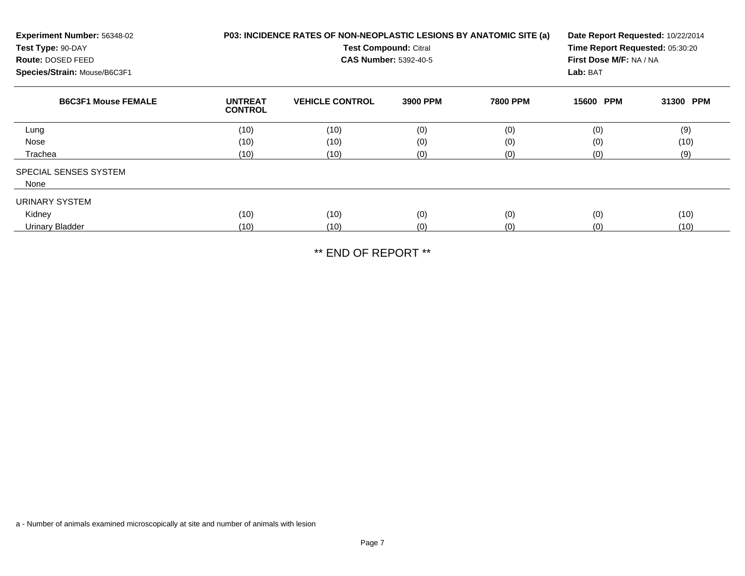**Experiment Number:** 56348-02
**Test Type:** 90-DAY
**Route:** DOSED FEED
**Species/Strain:** Mouse/B6C3F1

**P03: INCIDENCE RATES OF NON-NEOPLASTIC LESIONS BY ANATOMIC SITE (a)**
**Test Compound:** Citral
**CAS Number:** 5392-40-5

**Date Report Requested:** 10/22/2014
**Time Report Requested:** 05:30:20
**First Dose M/F:** NA / NA
**Lab:** BAT

| B6C3F1 Mouse FEMALE | UNTREAT CONTROL | VEHICLE CONTROL | 3900 PPM | 7800 PPM | 15600 PPM | 31300 PPM |
|---|---|---|---|---|---|---|
| Lung | (10) | (10) | (0) | (0) | (0) | (9) |
| Nose | (10) | (10) | (0) | (0) | (0) | (10) |
| Trachea | (10) | (10) | (0) | (0) | (0) | (9) |
| SPECIAL SENSES SYSTEM | | | | | | |
| None | | | | | | |
| URINARY SYSTEM | | | | | | |
| Kidney | (10) | (10) | (0) | (0) | (0) | (10) |
| Urinary Bladder | (10) | (10) | (0) | (0) | (0) | (10) |

** END OF REPORT **

a - Number of animals examined microscopically at site and number of animals with lesion